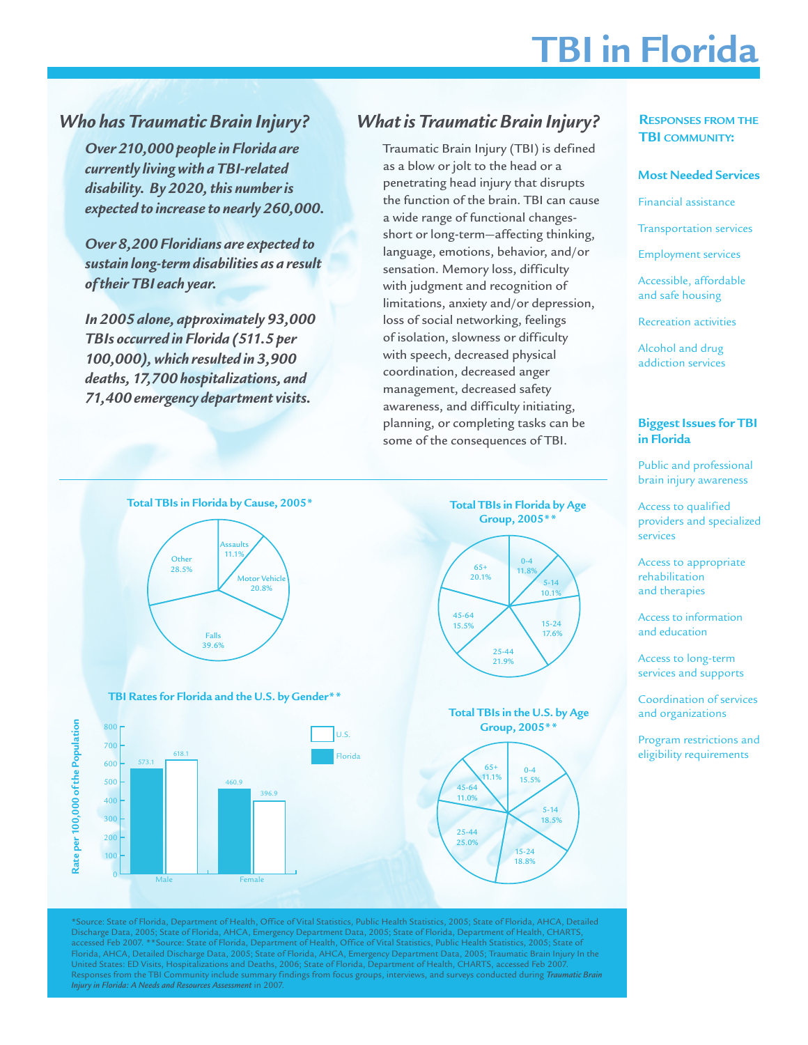# TBI in Florida

## Who has Traumatic Brain Injury?

***Over 210,000 people in Florida are currently living with a TBI-related disability. By 2020, this number is expected to increase to nearly 260,000.***

***Over 8,200 Floridians are expected to sustain long-term disabilities as a result of their TBI each year.***

***In 2005 alone, approximately 93,000 TBIs occurred in Florida (511.5 per 100,000), which resulted in 3,900 deaths, 17,700 hospitalizations, and 71,400 emergency department visits.***

## What is Traumatic Brain Injury?

Traumatic Brain Injury (TBI) is defined as a blow or jolt to the head or a penetrating head injury that disrupts the function of the brain. TBI can cause a wide range of functional changes-short or long-term—affecting thinking, language, emotions, behavior, and/or sensation. Memory loss, difficulty with judgment and recognition of limitations, anxiety and/or depression, loss of social networking, feelings of isolation, slowness or difficulty with speech, decreased physical coordination, decreased anger management, decreased safety awareness, and difficulty initiating, planning, or completing tasks can be some of the consequences of TBI.

### Total TBIs in Florida by Cause, 2005*

| Cause | Percent |
|---|---|
| Assaults | 11.1% |
| Motor Vehicle | 20.8% |
| Falls | 39.6% |
| Other | 28.5% |

### Total TBIs in Florida by Age Group, 2005**

| Age Group | Percent |
|---|---|
| 0-4 | 11.8% |
| 5-14 | 10.1% |
| 15-24 | 17.6% |
| 25-44 | 21.9% |
| 45-64 | 15.5% |
| 65+ | 20.1% |

### TBI Rates for Florida and the U.S. by Gender**

Rate per 100,000 of the Population

| Gender | Florida | U.S. |
|---|---|---|
| Male | 573.1 | 618.1 |
| Female | 460.9 | 396.9 |

### Total TBIs in the U.S. by Age Group, 2005**

| Age Group | Percent |
|---|---|
| 0-4 | 15.5% |
| 5-14 | 18.5% |
| 15-24 | 18.8% |
| 25-44 | 25.0% |
| 45-64 | 11.0% |
| 65+ | 11.1% |

## Responses from the TBI community:

### Most Needed Services

- Financial assistance
- Transportation services
- Employment services
- Accessible, affordable and safe housing
- Recreation activities
- Alcohol and drug addiction services

### Biggest Issues for TBI in Florida

- Public and professional brain injury awareness
- Access to qualified providers and specialized services
- Access to appropriate rehabilitation and therapies
- Access to information and education
- Access to long-term services and supports
- Coordination of services and organizations
- Program restrictions and eligibility requirements

*Source: State of Florida, Department of Health, Office of Vital Statistics, Public Health Statistics, 2005; State of Florida, AHCA, Detailed Discharge Data, 2005; State of Florida, AHCA, Emergency Department Data, 2005; State of Florida, Department of Health, CHARTS, accessed Feb 2007. **Source: State of Florida, Department of Health, Office of Vital Statistics, Public Health Statistics, 2005; State of Florida, AHCA, Detailed Discharge Data, 2005; State of Florida, AHCA, Emergency Department Data, 2005; Traumatic Brain Injury In the United States: ED Visits, Hospitalizations and Deaths, 2006; State of Florida, Department of Health, CHARTS, accessed Feb 2007.
Responses from the TBI Community include summary findings from focus groups, interviews, and surveys conducted during ***Traumatic Brain Injury in Florida: A Needs and Resources Assessment*** in 2007.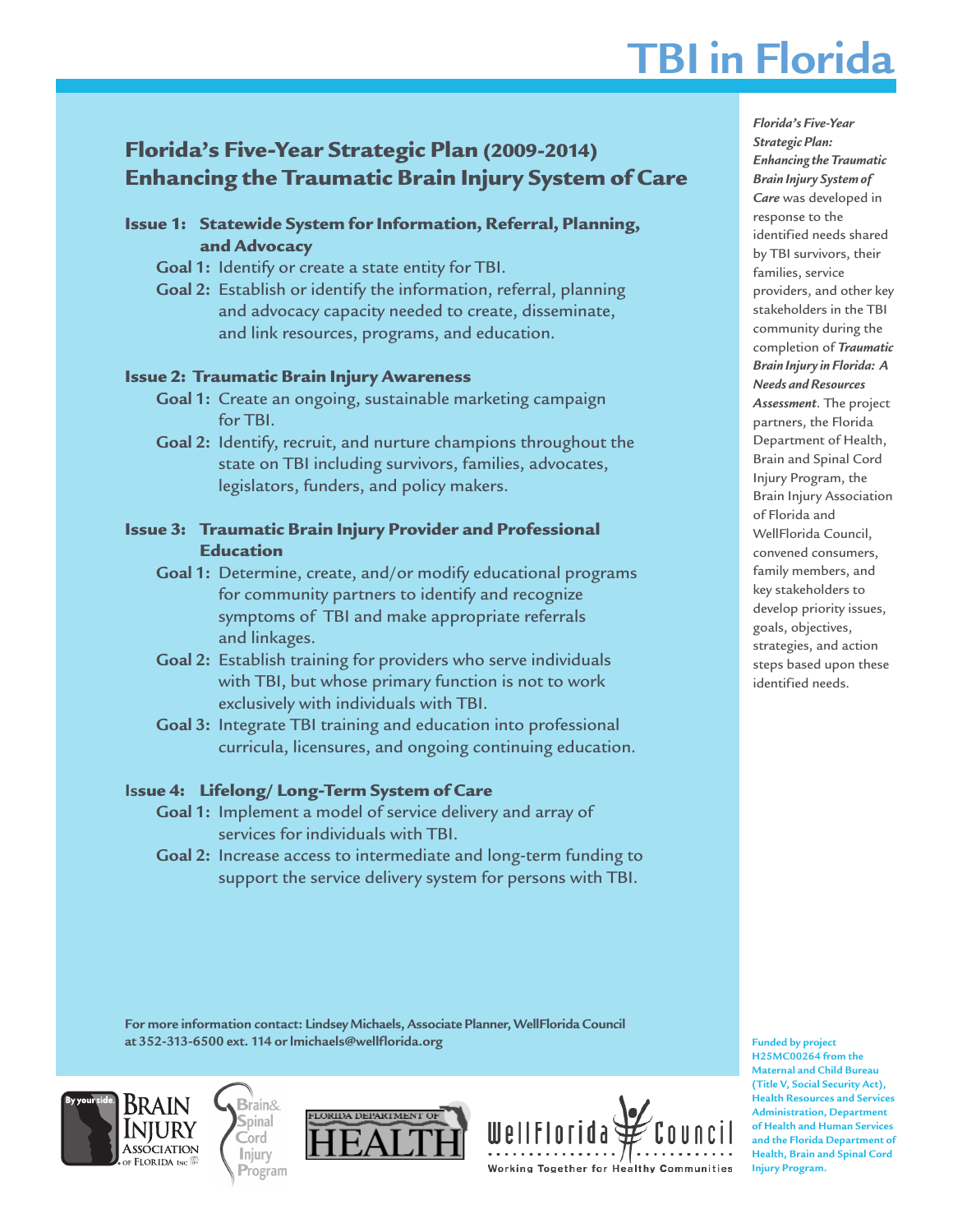# TBI in Florida

## Florida's Five-Year Strategic Plan (2009-2014) Enhancing the Traumatic Brain Injury System of Care

### Issue 1: Statewide System for Information, Referral, Planning, and Advocacy

**Goal 1:** Identify or create a state entity for TBI.

**Goal 2:** Establish or identify the information, referral, planning and advocacy capacity needed to create, disseminate, and link resources, programs, and education.

### Issue 2: Traumatic Brain Injury Awareness

**Goal 1:** Create an ongoing, sustainable marketing campaign for TBI.

**Goal 2:** Identify, recruit, and nurture champions throughout the state on TBI including survivors, families, advocates, legislators, funders, and policy makers.

### Issue 3: Traumatic Brain Injury Provider and Professional Education

**Goal 1:** Determine, create, and/or modify educational programs for community partners to identify and recognize symptoms of TBI and make appropriate referrals and linkages.

**Goal 2:** Establish training for providers who serve individuals with TBI, but whose primary function is not to work exclusively with individuals with TBI.

**Goal 3:** Integrate TBI training and education into professional curricula, licensures, and ongoing continuing education.

### Issue 4: Lifelong/ Long-Term System of Care

**Goal 1:** Implement a model of service delivery and array of services for individuals with TBI.

**Goal 2:** Increase access to intermediate and long-term funding to support the service delivery system for persons with TBI.

**For more information contact: Lindsey Michaels, Associate Planner, WellFlorida Council at 352-313-6500 ext. 114 or lmichaels@wellflorida.org**

***Florida's Five-Year Strategic Plan: Enhancing the Traumatic Brain Injury System of Care*** was developed in response to the identified needs shared by TBI survivors, their families, service providers, and other key stakeholders in the TBI community during the completion of ***Traumatic Brain Injury in Florida: A Needs and Resources Assessment***. The project partners, the Florida Department of Health, Brain and Spinal Cord Injury Program, the Brain Injury Association of Florida and WellFlorida Council, convened consumers, family members, and key stakeholders to develop priority issues, goals, objectives, strategies, and action steps based upon these identified needs.

**Funded by project H25MC00264 from the Maternal and Child Bureau (Title V, Social Security Act), Health Resources and Services Administration, Department of Health and Human Services and the Florida Department of Health, Brain and Spinal Cord Injury Program.**

By your side. Brain Injury Association of Florida Inc

Brain & Spinal Cord Injury Program

Florida Department of Health

WellFlorida Council — Working Together for Healthy Communities